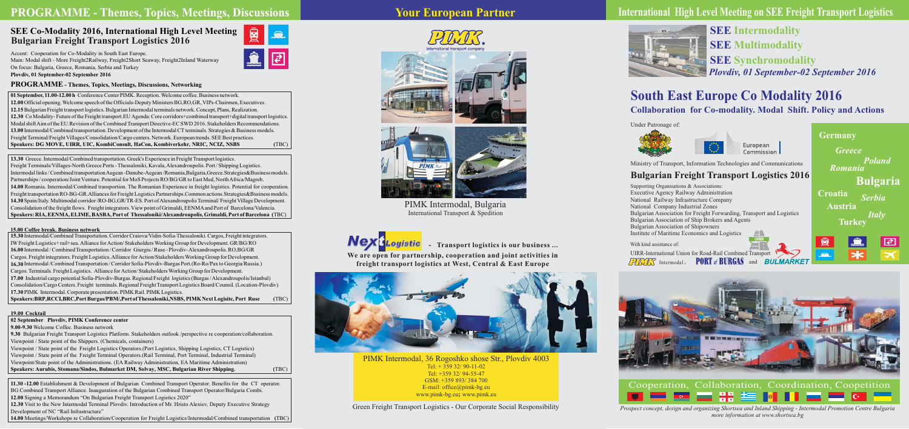# PROGRAMME - Themes, Topics, Meetings, Discussions

## SEE Co-Modality 2016, International High Level Meeting Bulgarian Freight Transport Logistics 2016

Accent: Cooperation for Co-Modality in South East Europe.
Main: Modal shift - More Freight2Railway, Freight2Short Seaway, Freight2Inland Waterway
On focus: Bulgaria, Greece, Romania, Serbia and Turkey
**Plovdiv, 01 September-02 September 2016**

### PROGRAMME - Themes, Topics, Meetings, Discussions, Networking

**01 September, 11.00-12.00 h** Conference Center PIMK. Reception. Welcome coffee. Business network.
**12.00** Official opening. Welcome speech of the Officials-Deputy Ministers BG,RO,GR, VIPs-Chairmen, Executives.
**12.15** Bulgarian Freight transport logistics. Bulgarian Intermodal terminals network. Concept, Plans, Realization.
**12.30** Co Modality- Future of the Freight transport. EU Agenda: Core corridors+combined transport+digital transport logistics. Modal shift Aim of the EU. Revision of the Combined Transport Directive-EC SWD 2016. Stakeholders Recommendations.
**13.00** Intermodal/Combined transportation. Development of the Intermodal CT terminals. Strategies & Business models. Freight Terminal/Freight Villages/Consolidation/Cargo centers. Network. European trends. SEE Best practices.
**Speakers: DG MOVE, UIRR, UIC, KombiConsult, HaCon, Kombiverkehr, NRIC, NCIZ, NSBS** (TBC)

**13.30** Greece. Intermodal/Combined transportation. Greek's Experience in Freight Transport logistics. Freight Terminals/Villages-North Greece Ports - Thessaloniki, Kavala, Alexandroupolis. Port / Shipping Logistics. Intermodal links / Combined transportation Aegean -Danube-Aegean /Romania,Bulgaria,Greece. Strategies&Business models. Partnerships / cooperation/Joint Venture. Potential for MoS Projects RO/BG/GR to East Med, North Africa/Magreb.
**14.00** Romania. Intermodal/Combined transportation. The Romanian Experience in freight logistics. Potential for cooperation. Freight transportation RO-BG-GR. Alliances for Freight Logistics Partnerships. Common actions. Strategies&Business models.
**14.30** Spain/Italy. Multimodal corridor /RO-BG,GR/TR-ES. Port of Alexandroupolis Terminal/ Freight Village Development. Consolidation of the freight flows. Freight integrators. View point of Grimaldi, EENMA and Port of Barcelona/Valencia.
**Speakers: RIA, EENMA, ELIME, BASBA, Port of Thessaloniki/Alexandroupolis, Grimaldi, Port of Barcelona** (TBC)

**15.00 Coffee break. Business network**
**15.30** Intermodal/Combined Transportation. Corridor Craiova/Vidin-Sofia-Thessaloniki. Cargos, Freight integrators. IW Freight Logistics+rail+sea. Alliance for Action/ Stakeholders Working Group for Development. GR/BG/RO
**16.00** Intermodal / Combined Transportation / Corridor Giurgiu / Ruse - Plovdiv- Alexandroupolis. RO,BG/GR Cargos. Freight integrators. Freight Logistics. Alliance for Action/Stakeholders Working Group for Development.
**16.30** Intermodal /Combined Transportation / Corridor Sofia-Plovdiv-Burgas Port.(Ro-Ro/Pax to Georgia/Russia.) Cargos. Terminals. Freight Logistics. Alliance for Action/ Stakeholders Working Group for Development.
**17.00** Industrial cargo potential Sofia-Plovdiv-Burgas. Regional Freight logistics (Burgas / Alexandroupolis/Istanbul) Consolidation/Cargo Centers. Freight terminals. Regional Freight Transport Logistics Board/Counsil. (Location-Plovdiv)
**17.30** PIMK Intermodal. Corporate presentation. PIMK Rail. PIMK Logistics.
**Speakers: BRP, RCCI, BRC, Port Burgas/PBM/, Port of Thessaloniki, NSBS, PIMK Next Logisitc, Port Ruse** (TBC)

**19.00 Cocktail**

**02 September Plovdiv, PIMK Conference center**
**9.00-9.30** Welcome Coffee. Business network
**9.30** Bulgarian Freight Transport Logistics Platform. Stakeholders outlook /perspective re cooperation/collaboration.
Viewpoint / State point of the Shippers. (Chemicals, containers)
Viewpoint / State point of the Freight Logistics Operators.(Port Logistics, Shipping Logistics, CT Logistics)
Viewpoint / State point of the Freight Terminal Operators.(Rail Terminal, Port Terminal, Industrial Terminal)
Viewpoint/State point of the Administrations. (EA Railway Administration, EA Maritime Administration)
**Speakers: Aurubis, Stomana/Sindos, Bulmarket DM, Solvay, MSC, Bulgarian River Shipping.** (TBC)

**11.30 -12.00** Establishment & Development of Bulgarian Combined Transport Operator. Benefits for the CT operator. BG Combined Transport Alliance. Inauguration of the Bulgarian Combined Transport Operator/Bulgaria Combi.
**12.00** Signing a Memorandum "On Bulgarian Freight Transport Logistics 2020"
**12.30** Visit to the New Intermodal Terminal Plovdiv. Introduction of Mr. Hristo Alexiev, Deputy Executive Strategy Development of NC "Rail Infrastructure"
**14.00** Meetings/Workshops re Collaboration/Cooperation for Freight Logistics/Intermodal/Combined transportation (TBC)

# Your European Partner

PIMK International transport company

PIMK Intermodal, Bulgaria
International Transport & Spedition

NexLogistic - Transport logistics is our business ...

**We are open for partnership, cooperation and joint activities in freight transport logistics at West, Central & East Europe**

PIMK Intermodal, 36 Rogoshko shose Str., Plovdiv 4003
Tel: + 359 32/ 90-11-02
Tel: +359 32/ 94-55-47
GSM: +359 893/ 384 700
E-mail: office@pimk-bg.eu
www.pimk-bg.eu; www.pimk.eu

Green Freight Transport Logistics - Our Corporate Social Responsibility

# International High Level Meeting on SEE Freight Transport Logistics

**SEE Intermodality**
**SEE Multimodality**
**SEE Synchromodality**
*Plovdiv, 01 September-02 September 2016*

## South East Europe Co Modality 2016

### Collaboration for Co-modality. Modal Shift. Policy and Actions

Under Patronage of:

European Commission

Ministry of Transport, Information Technologies and Communications

### Bulgarian Freight Transport Logistics 2016

Supporting Organisations & Associations:
Executive Agency Railway Administration
National Railway Infrastructure Company
National Company Industrial Zones
Bulgarian Association for Freight Forwarding, Transport and Logistics
Bulgarian Association of Ship Brokers and Agents
Bulgarian Association of Shipowners
Institute of Maritime Economics and Logistics

With kind assistance of:
UIRR-International Union for Road-Rail Combined Transport
PIMK Intermodal, PORT of BURGAS and BULMARKET

Germany, Greece, Poland, Romania, Bulgaria, Croatia, Serbia, Austria, Italy, Turkey

Cooperation, Collaboration, Coordination, Coopetition

*Prospect concept, design and organizing Shortsea and Inland Shipping - Intermodal Promotion Centre Bulgaria more information at www.shortsea.bg*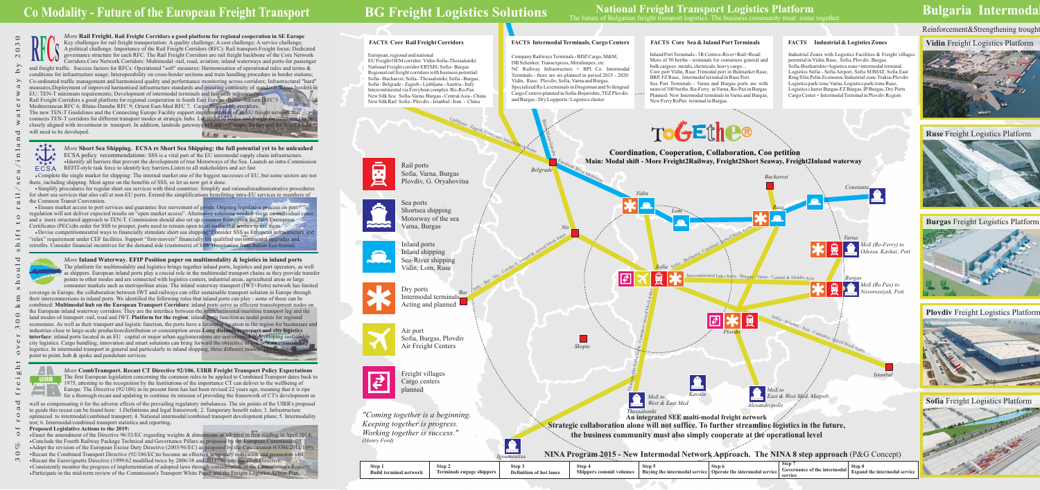# Co Modality - Future of the European Freight Transport

*30% of road freight over 300 km should shift to rail/sea/inland waterway by 2030*

*More* **Rail Freight. Rail Freight Corridors a good platform for regional cooperation in SE Europe**

Key challenges for rail freight transportation: A quality challenge; A cost challenge; A service challenge; A political challenge. Importance of the Rail Freight Corridors (RFC): Rail transport-Freight focus; Dedicated governance structure for each RFC. The Rail Freight Corridors are rail freight backbone of the Core Network Corridors.Core Network Corridors: Multimodal -rail, road, aviation; inland waterways and ports-for passenger and freight traffic. Success factors for RFCs: Operational "soft" measures: Harmonisation of operational rules and terms & conditions for infrastructure usage; Interoperability on cross-border sections and train handling procedure in border stations; Co-ordinated traffic management and harmonised quality and performance monitoring across corridors; Infrastructural "hard" measures;Deployment of improved harmonised infrastructure standards and ensuring continuity of standards across borders in EU: TEN-T minimum requirements; Development of intermodal terminals and last-mile infrastructure.

Rail Freight Corridors a good platform for regional cooperation in South East Europe - Baltic-Adriatic RFC 5, Mediterranean RFC 6; Rhine-Danube RFC 9; Orient East-Med RFC 7. Cargo flows along corridors.

The new TEN-T Guidelines and the Connecting Europe Facility support implementation of an EU freight network that connects TEN-T corridors for different transport modes at strategic hubs. Logistics, hub nodes and freight facilities need to be closely aligned with investment in transport. In addition, landside gateways to Europe, Turkey and the Middle East will need to be developed.

*More* **Short Sea Shipping. ECSA re Short Sea Shipping: the full potential yet to be unleashed**

ECSA policy recommendations: SSS is a vital part of the EU intermodal supply chain infrastructure.
•Identify all barriers that prevent the development of true Motorways of the Sea. Launch an intra-Commission REFIT-style task force to identify key barriers.Listen to all stakeholders and act fast

•Complete the single market for shipping: The internal market one of the biggest successes of EU, but some sectors are not there, including shipping. Most agree on the benefits of SSS, so let us now get it done.

•Simplify procedures for regular short sea services with third countries: Simplify and rationaliseadministrative procedures for short sea services that also call at non-EU ports. Extend the simplifications benefitting intra-EU services to members of the Common Transit Convention.

•Ensure market access to port services and guarantee free movement of goods: Ongoing legislative process on port regulation will not deliver expected results on "open market access". Alternative solutions needed: focus on individual cases and a more structured approach to TEN-T. Commission should also set up common framework for Pilot Exemption Certificates (PECs)In order for SSS to prosper, ports need to remain open to all traffic that wishes to use them.

•Devise comprehensiveand ways to financially stimulate short sea shipping: Consider SSS as European infrastructure and "relax" requirement under CEF facilities. Support "first-movers" financially for qualified environmental upgrades and retrofits. Consider financial incentives for the demand side (customers) of SSS. (Inspiration from Italian Eco-bonus)

*More* **Inland Waterway. EFIP Position paper on multimodality & logistics in inland ports**

The platform for multimodality and logistics brings together inland ports, logistics and port operators, as well as shippers. European inland ports play a crucial role in the multimodal transport chains as they provide transfer points to other modes and are connected with logistics centers, industrial areas, agricultural areas or large consumer markets such as metropolitan areas. The inland waterway transport (IWT+Ports) network has limited coverage in Europe, the collaboration between IWT and railways can offer sustainable transport solution in Europe through their interconnections in inland ports. We identified the following roles that inland ports can play - some of these can be combined: **Multimodal hub on the European Transport Corridors**: inland ports serve as efficient transshipment nodes on the European inland waterway corridors. They are the interface between the intercontinental/maritime transport leg and the land modes of transport -rail, road and IWT. **Platform for the region**: inland ports function as nodal points for regional economies. As well as their transport and logistic function, the ports have a favorable location in the region for businesses and industries close to large-scale production/distribution or consumption areas.**Long distance transport and city logistics interface**: inland ports located in an EU capital or major urban agglomerations are instrumental in developing sustainable city logistics. Cargo bundling, innovation and smart solutions can bring forward the objective of low CO2 emission city logistics. In intermodal transport in general and particularly in inland shipping, three different models can be distinguished: point to point, hub & spoke and pendulum services.

*More* **CombTransport. Recast CT Directive 92/106. UIRR Freight Transport Policy Expectations**

The first European legislation concerning the common rules to be applied to Combined Transport dates back to 1975, attesting to the recognition by the Institutions of the importance CT can deliver to the wellbeing of Europe. The Directive (92/106) in its present form has last been revised 22 years ago, meaning that it is ripe for a thorough recast and updating to continue its mission of providing the framework of CT's development as well as compensating it for the adverse effects of the prevailing regulatory imbalances. The six points of the UIRR's proposal to guide this recast can be found here: 1.Definitions and legal framework; 2. Temporary benefit rules; 3. Infrastructure optimized to intermodal/combined transport; 4. National intermodal/combined transport development plans; 5. Intermodality test; 6. Intermodal/combined transport statistics and reporting.

**Proposed Legislative Actions to the 2019:**

•Enact the amendment of the Directive 96/53/EC regarding weights & dimensions as adopted in first reading in April 2014;
•Conclude the Fourth Railway Package Technical and Governance Pillars as proposed by the European Commission;
•Adopt the revision of the European Excise Duty Directive (2003/96/EC) as proposed by the Commission (COM/2011/169);
•Recast the Combined Transport Directive (92/106/EC) to become an effective temporary mitigation and promotion tool;
•Recast the Eurovignette Directive (1999/62 modified twice by 2006/38 and 2011/76) into the Toll Directive;
•Consistently monitor the progress of implementation of adopted laws through consideration of the Commission's Reports;
•Participate in the mid-term review of the Commission's Transport White Paper and the Freight Logistics Action Plan.

# BG Freight Logistics Solutions

## National Freight Transport Logistics Platform

The future of Bulgarian freight transport logistics. The business community must come together.

### FACTS Core Rail Freight Corridors

European, regional and national EU Freight OEM corridor: Vidin-Sofia-Thessaloniki National Freight corridor ERTMS: Sofia - Burgas Regional rail freight corridors with business potential: Sofia - Bucharest; Sofia - Thessaloniki; Sofia - Burgas; Sofia - Belgrade - Zagreb - Ljubljana - Austria - Italy Intercontinental via Ferryboat complex /Ro-Ro-Pax New Silk Sea Sofia-Varna/Burgas - Central Asia - China New Silk Rail Sofia - Plovdiv - Istanbul - Iran - China

### FACTS Intermodal Terminals, Cargo Centers

Company Railways Terminals - BDZ Cargo, M&M, DB Schenker, Transexpress, Metalimpex, etc. NC Railway Infrastructure + BPI Co. Intermodal Terminals - there are six planned in period 2015 - 2020: Vidin, Ruse, Plovdiv, Sofia, Varna and Burgas. Specialized Ro La terminals in Dragoman and Svilengrad Cargo Centers-planned in Sofia-Bojurishte, TEZ Plovdiv and Burgas - Dry Logports / Logistics cluster

### FACTS Core Sea & Inland Port Terminals

Inland Port Terminals - 3R Centres-River+Rail+Road: More of 50 berths - terminals for containers general and bulk cargoes: metals, chemicals, heavy cargo ... Core port Vidin, Ruse.Trimodal port in Bulmarket Ruse, BRP, FZ Ruse, Intermodal terminal in Ruse Port. Sea Port Terminals - Varna and Burgas ports are with more of 100 berths. Ro-Ferry in Varna, Ro-Pax in Burgas Planned: New Intermodal terminals in Varna and Burgas, New Ferry RoPax terminal in Burgas.

### FACTS Industrial & Logistics Zones

Industrial Zones with Logistics Facilities & Freight villages potential in Vidin, Ruse, Sofia, Plovdiv, Burgas. Sofia-Bozhurishte+logistics zone+intermodal terminal. Logistics Sofia - Sofia Airport, Sofia SOMAT, Sofia East Ring/Elin Pelin.Economic/Industrial zone Trakia-Plovdiv Logistics park/zone Varna, Logistics park/zone Ruse, Logistics cluster Burgas-FZ Burgas, IP Burgas, Dry Ports Cargo Center + Intermodal Terminal in Plovdiv Region

Rail ports: Sofia, Varna, Burgas, Plovdiv, G. Oryahovitsa

Sea ports: Shortsea shipping, Motorway of the sea, Varna, Burgas

Inland ports: Inland shipping, Sea-River shipping, Vidin, Lom, Ruse

Dry ports: Intermodal terminals, Acting and planned

Air port: Sofia, Burgas, Plovdiv, Air Freight Centers

Freight villages: Cargo centers planned

ToGEthEr®

**Coordination, Cooperation, Collaboration, Coo petition**
**Main: Modal shift - More Freight2Railway, Freight2Short Seaway, Freight2Inland waterway**

Ljubljana - Zagreb, Container mixed block trains; European River Motorway; Sofia - Bucharest, Container mixed block trains; Intercontinental links Sofia - Burgas / Varna - Central & Middle Asia; Sofia - Plovdiv - Iran - Container mixed block trains; Italy - Bar - Nis - Corridor X, Container & mixed block trains; Thessaloniki - Sofia - Vidin, Container mixed block trains

Belgrade, Vidin, Lom, Ruse, Bucharest, Constanta, Nis, Sofia, Varna, Burgas, Bar, Plovdiv, Skopje, Kavala, Alexandropolis, Thessaloniki, Igoumenitsa, Istanbul

MoS (Ro-Ferry) to Odessa, Kavkaz, Poti
MoS (Ro Pax) to Novorossiysk, Poti
MoS to East & West Med, Magreb
MoS to West & East Med

*"Coming together is a beginning. Keeping together is progress. Working together is success." (Henry Ford)*

**An integrated SEE multi-modal freight network**
**Strategic collaboration alone will not suffice. To further streamline logistics in the future, the business community must also simply cooperate at the operational level**

**NINA Program 2015 - New Intermodal Network Approach. The NINA 8 step approach** (P&G Concept)

| Step 1 | Step 2 | Step 3 | Step 4 | Step 5 | Step 6 | Step 7 | Step 8 |
|---|---|---|---|---|---|---|---|
| Build terminal network | Terminals engage shippers | Definition of hot lanes | Shippers commit volumes | Buying the intermodal service | Operate the intermodal service | Governance of the intermodal service | Expand the intermodal service |

# Bulgaria Intermodal

Reinforcement&Strengthening trought

**Vidin** Freight Logistics Platform

**Ruse** Freight Logistics Platform

**Burgas** Freight Logistics Platform

**Plovdiv** Freight Logistics Platform

**Sofia** Freight Logistics Platform